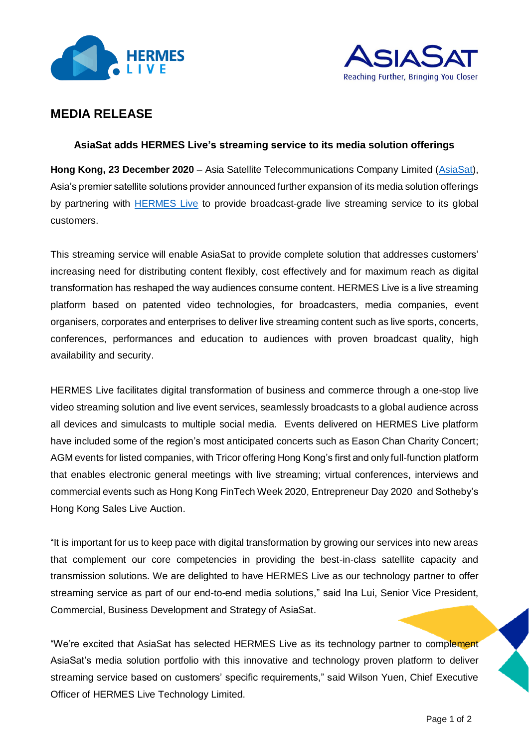# MEDIA RELEASE

### AsiaSat adds HERMES Live's streaming service to its media solution offerings

**Hong Kong, 23 December 2020** – Asia Satellite Telecommunications Company Limited (AsiaSat), Asia's premier satellite solutions provider announced further expansion of its media solution offerings by partnering with HERMES Live to provide broadcast-grade live streaming service to its global customers.

This streaming service will enable AsiaSat to provide complete solution that addresses customers' increasing need for distributing content flexibly, cost effectively and for maximum reach as digital transformation has reshaped the way audiences consume content. HERMES Live is a live streaming platform based on patented video technologies, for broadcasters, media companies, event organisers, corporates and enterprises to deliver live streaming content such as live sports, concerts, conferences, performances and education to audiences with proven broadcast quality, high availability and security.

HERMES Live facilitates digital transformation of business and commerce through a one-stop live video streaming solution and live event services, seamlessly broadcasts to a global audience across all devices and simulcasts to multiple social media. Events delivered on HERMES Live platform have included some of the region's most anticipated concerts such as Eason Chan Charity Concert; AGM events for listed companies, with Tricor offering Hong Kong's first and only full-function platform that enables electronic general meetings with live streaming; virtual conferences, interviews and commercial events such as Hong Kong FinTech Week 2020, Entrepreneur Day 2020 and Sotheby's Hong Kong Sales Live Auction.

"It is important for us to keep pace with digital transformation by growing our services into new areas that complement our core competencies in providing the best-in-class satellite capacity and transmission solutions. We are delighted to have HERMES Live as our technology partner to offer streaming service as part of our end-to-end media solutions," said Ina Lui, Senior Vice President, Commercial, Business Development and Strategy of AsiaSat.

"We're excited that AsiaSat has selected HERMES Live as its technology partner to complement AsiaSat's media solution portfolio with this innovative and technology proven platform to deliver streaming service based on customers' specific requirements," said Wilson Yuen, Chief Executive Officer of HERMES Live Technology Limited.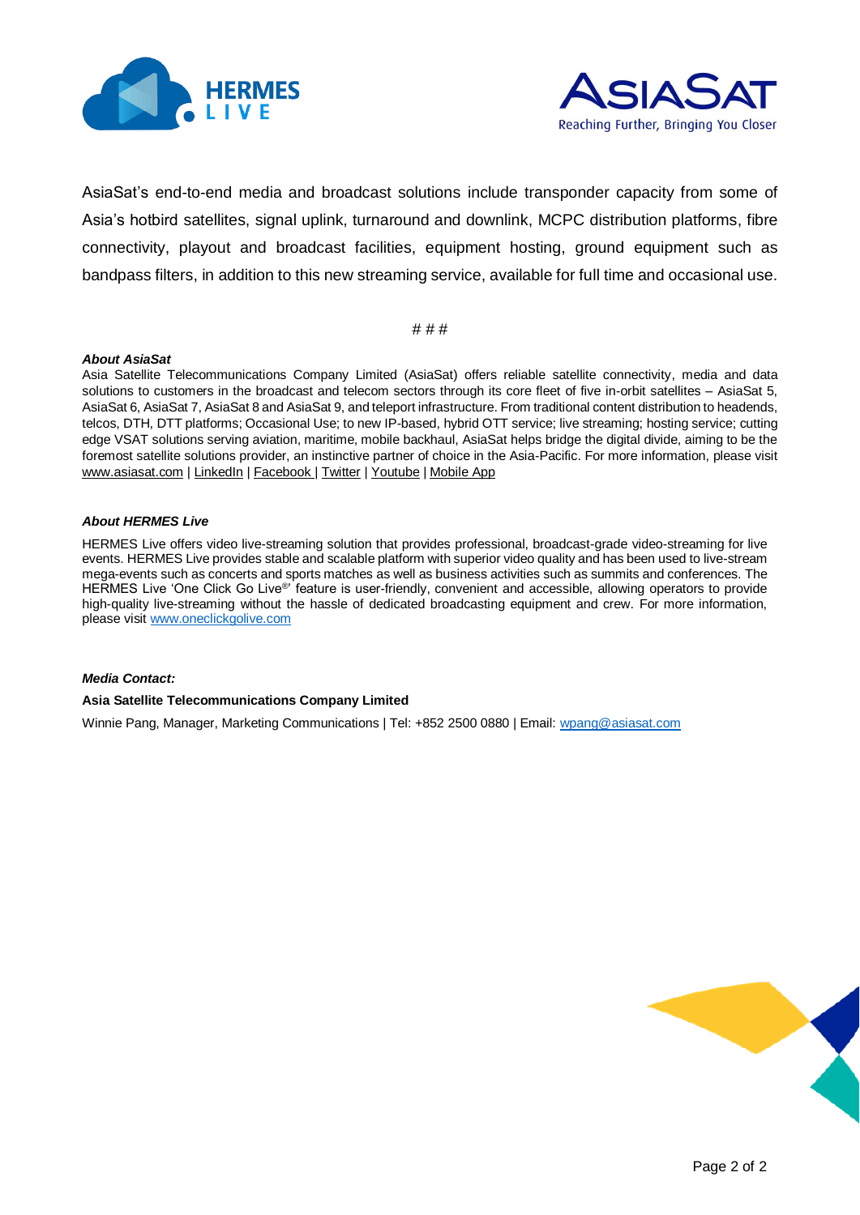AsiaSat's end-to-end media and broadcast solutions include transponder capacity from some of Asia's hotbird satellites, signal uplink, turnaround and downlink, MCPC distribution platforms, fibre connectivity, playout and broadcast facilities, equipment hosting, ground equipment such as bandpass filters, in addition to this new streaming service, available for full time and occasional use.

# # #

***About AsiaSat***

Asia Satellite Telecommunications Company Limited (AsiaSat) offers reliable satellite connectivity, media and data solutions to customers in the broadcast and telecom sectors through its core fleet of five in-orbit satellites – AsiaSat 5, AsiaSat 6, AsiaSat 7, AsiaSat 8 and AsiaSat 9, and teleport infrastructure. From traditional content distribution to headends, telcos, DTH, DTT platforms; Occasional Use; to new IP-based, hybrid OTT service; live streaming; hosting service; cutting edge VSAT solutions serving aviation, maritime, mobile backhaul, AsiaSat helps bridge the digital divide, aiming to be the foremost satellite solutions provider, an instinctive partner of choice in the Asia-Pacific. For more information, please visit www.asiasat.com | LinkedIn | Facebook | Twitter | Youtube | Mobile App

***About HERMES Live***

HERMES Live offers video live-streaming solution that provides professional, broadcast-grade video-streaming for live events. HERMES Live provides stable and scalable platform with superior video quality and has been used to live-stream mega-events such as concerts and sports matches as well as business activities such as summits and conferences. The HERMES Live 'One Click Go Live®' feature is user-friendly, convenient and accessible, allowing operators to provide high-quality live-streaming without the hassle of dedicated broadcasting equipment and crew. For more information, please visit www.oneclickgolive.com

***Media Contact:***

**Asia Satellite Telecommunications Company Limited**

Winnie Pang, Manager, Marketing Communications | Tel: +852 2500 0880 | Email: wpang@asiasat.com